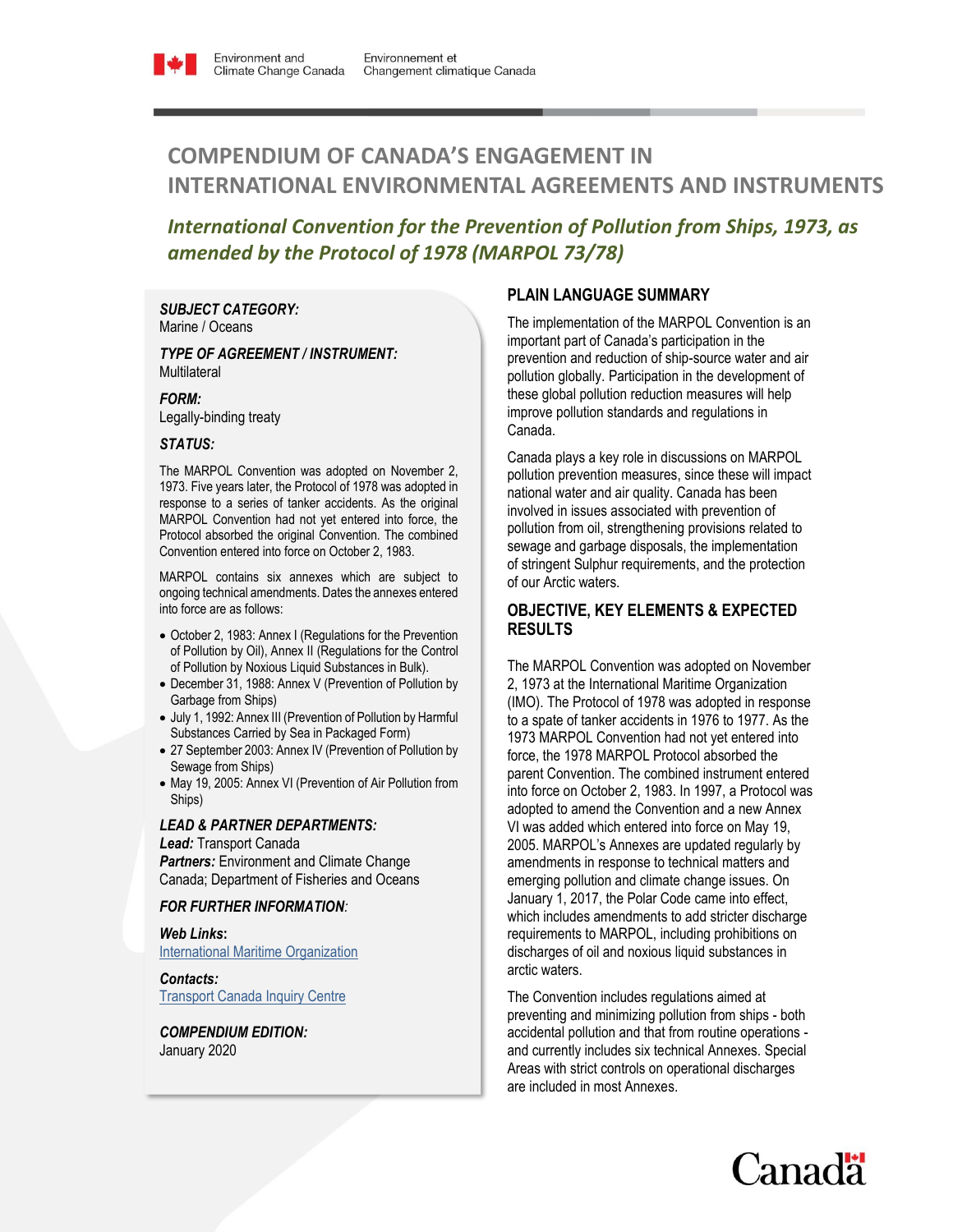Environment and Climate Change Canada / Environnement et Changement climatique Canada

# COMPENDIUM OF CANADA'S ENGAGEMENT IN INTERNATIONAL ENVIRONMENTAL AGREEMENTS AND INSTRUMENTS

## *International Convention for the Prevention of Pollution from Ships, 1973, as amended by the Protocol of 1978 (MARPOL 73/78)*

***SUBJECT CATEGORY:***
Marine / Oceans

***TYPE OF AGREEMENT / INSTRUMENT:***
Multilateral

***FORM:***
Legally-binding treaty

***STATUS:***

The MARPOL Convention was adopted on November 2, 1973. Five years later, the Protocol of 1978 was adopted in response to a series of tanker accidents. As the original MARPOL Convention had not yet entered into force, the Protocol absorbed the original Convention. The combined Convention entered into force on October 2, 1983.

MARPOL contains six annexes which are subject to ongoing technical amendments. Dates the annexes entered into force are as follows:

- October 2, 1983: Annex I (Regulations for the Prevention of Pollution by Oil), Annex II (Regulations for the Control of Pollution by Noxious Liquid Substances in Bulk).
- December 31, 1988: Annex V (Prevention of Pollution by Garbage from Ships)
- July 1, 1992: Annex III (Prevention of Pollution by Harmful Substances Carried by Sea in Packaged Form)
- 27 September 2003: Annex IV (Prevention of Pollution by Sewage from Ships)
- May 19, 2005: Annex VI (Prevention of Air Pollution from Ships)

***LEAD & PARTNER DEPARTMENTS:***
***Lead:*** Transport Canada
***Partners:*** Environment and Climate Change Canada; Department of Fisheries and Oceans

***FOR FURTHER INFORMATION:***

***Web Links:***
International Maritime Organization

***Contacts:***
Transport Canada Inquiry Centre

***COMPENDIUM EDITION:***
January 2020

### PLAIN LANGUAGE SUMMARY

The implementation of the MARPOL Convention is an important part of Canada's participation in the prevention and reduction of ship-source water and air pollution globally. Participation in the development of these global pollution reduction measures will help improve pollution standards and regulations in Canada.

Canada plays a key role in discussions on MARPOL pollution prevention measures, since these will impact national water and air quality. Canada has been involved in issues associated with prevention of pollution from oil, strengthening provisions related to sewage and garbage disposals, the implementation of stringent Sulphur requirements, and the protection of our Arctic waters.

### OBJECTIVE, KEY ELEMENTS & EXPECTED RESULTS

The MARPOL Convention was adopted on November 2, 1973 at the International Maritime Organization (IMO). The Protocol of 1978 was adopted in response to a spate of tanker accidents in 1976 to 1977. As the 1973 MARPOL Convention had not yet entered into force, the 1978 MARPOL Protocol absorbed the parent Convention. The combined instrument entered into force on October 2, 1983. In 1997, a Protocol was adopted to amend the Convention and a new Annex VI was added which entered into force on May 19, 2005. MARPOL's Annexes are updated regularly by amendments in response to technical matters and emerging pollution and climate change issues. On January 1, 2017, the Polar Code came into effect, which includes amendments to add stricter discharge requirements to MARPOL, including prohibitions on discharges of oil and noxious liquid substances in arctic waters.

The Convention includes regulations aimed at preventing and minimizing pollution from ships - both accidental pollution and that from routine operations - and currently includes six technical Annexes. Special Areas with strict controls on operational discharges are included in most Annexes.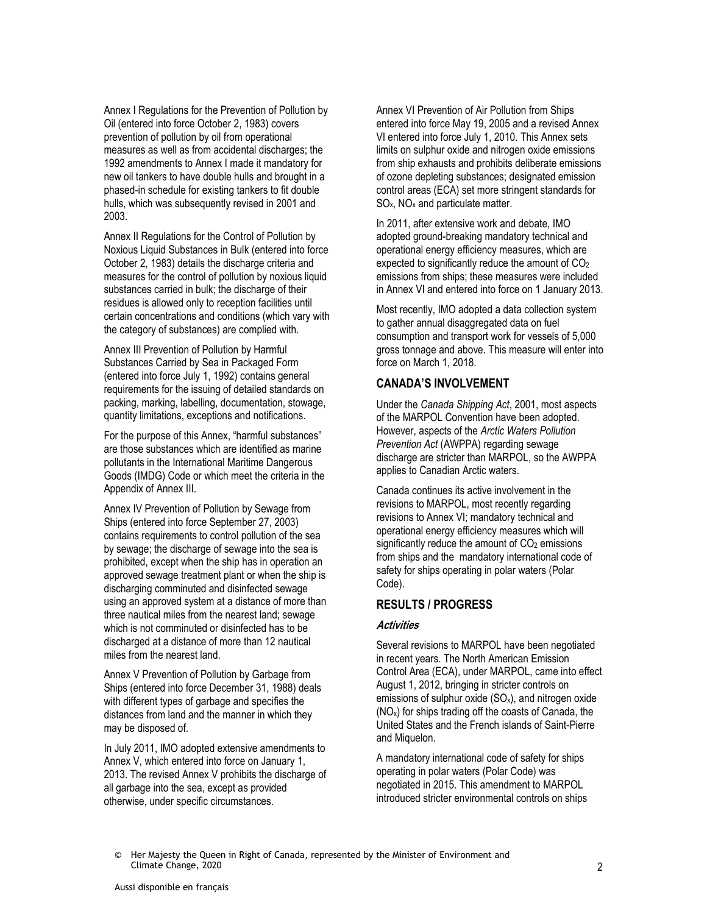Annex I Regulations for the Prevention of Pollution by Oil (entered into force October 2, 1983) covers prevention of pollution by oil from operational measures as well as from accidental discharges; the 1992 amendments to Annex I made it mandatory for new oil tankers to have double hulls and brought in a phased-in schedule for existing tankers to fit double hulls, which was subsequently revised in 2001 and 2003.

Annex II Regulations for the Control of Pollution by Noxious Liquid Substances in Bulk (entered into force October 2, 1983) details the discharge criteria and measures for the control of pollution by noxious liquid substances carried in bulk; the discharge of their residues is allowed only to reception facilities until certain concentrations and conditions (which vary with the category of substances) are complied with.

Annex III Prevention of Pollution by Harmful Substances Carried by Sea in Packaged Form (entered into force July 1, 1992) contains general requirements for the issuing of detailed standards on packing, marking, labelling, documentation, stowage, quantity limitations, exceptions and notifications.

For the purpose of this Annex, "harmful substances" are those substances which are identified as marine pollutants in the International Maritime Dangerous Goods (IMDG) Code or which meet the criteria in the Appendix of Annex III.

Annex IV Prevention of Pollution by Sewage from Ships (entered into force September 27, 2003) contains requirements to control pollution of the sea by sewage; the discharge of sewage into the sea is prohibited, except when the ship has in operation an approved sewage treatment plant or when the ship is discharging comminuted and disinfected sewage using an approved system at a distance of more than three nautical miles from the nearest land; sewage which is not comminuted or disinfected has to be discharged at a distance of more than 12 nautical miles from the nearest land.

Annex V Prevention of Pollution by Garbage from Ships (entered into force December 31, 1988) deals with different types of garbage and specifies the distances from land and the manner in which they may be disposed of.

In July 2011, IMO adopted extensive amendments to Annex V, which entered into force on January 1, 2013. The revised Annex V prohibits the discharge of all garbage into the sea, except as provided otherwise, under specific circumstances.

Annex VI Prevention of Air Pollution from Ships entered into force May 19, 2005 and a revised Annex VI entered into force July 1, 2010. This Annex sets limits on sulphur oxide and nitrogen oxide emissions from ship exhausts and prohibits deliberate emissions of ozone depleting substances; designated emission control areas (ECA) set more stringent standards for $SO_x$, $NO_x$ and particulate matter.

In 2011, after extensive work and debate, IMO adopted ground-breaking mandatory technical and operational energy efficiency measures, which are expected to significantly reduce the amount of $CO_2$ emissions from ships; these measures were included in Annex VI and entered into force on 1 January 2013.

Most recently, IMO adopted a data collection system to gather annual disaggregated data on fuel consumption and transport work for vessels of 5,000 gross tonnage and above. This measure will enter into force on March 1, 2018.

## CANADA'S INVOLVEMENT

Under the *Canada Shipping Act*, 2001, most aspects of the MARPOL Convention have been adopted. However, aspects of the *Arctic Waters Pollution Prevention Act* (AWPPA) regarding sewage discharge are stricter than MARPOL, so the AWPPA applies to Canadian Arctic waters.

Canada continues its active involvement in the revisions to MARPOL, most recently regarding revisions to Annex VI; mandatory technical and operational energy efficiency measures which will significantly reduce the amount of $CO_2$ emissions from ships and the mandatory international code of safety for ships operating in polar waters (Polar Code).

## RESULTS / PROGRESS

### *Activities*

Several revisions to MARPOL have been negotiated in recent years. The North American Emission Control Area (ECA), under MARPOL, came into effect August 1, 2012, bringing in stricter controls on emissions of sulphur oxide ($SO_x$), and nitrogen oxide ($NO_x$) for ships trading off the coasts of Canada, the United States and the French islands of Saint-Pierre and Miquelon.

A mandatory international code of safety for ships operating in polar waters (Polar Code) was negotiated in 2015. This amendment to MARPOL introduced stricter environmental controls on ships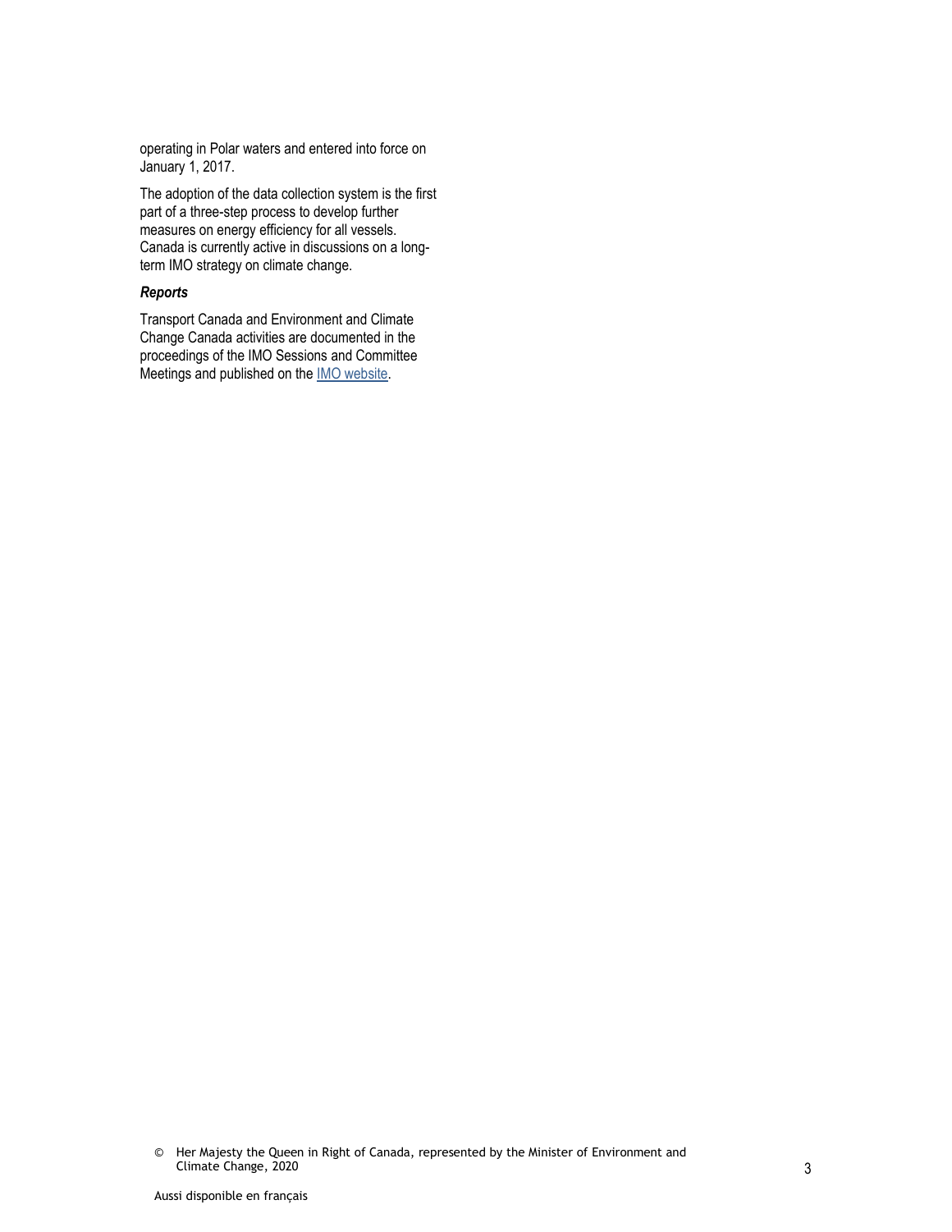operating in Polar waters and entered into force on January 1, 2017.

The adoption of the data collection system is the first part of a three-step process to develop further measures on energy efficiency for all vessels. Canada is currently active in discussions on a long-term IMO strategy on climate change.

***Reports***

Transport Canada and Environment and Climate Change Canada activities are documented in the proceedings of the IMO Sessions and Committee Meetings and published on the IMO website.

© Her Majesty the Queen in Right of Canada, represented by the Minister of Environment and Climate Change, 2020

Aussi disponible en français